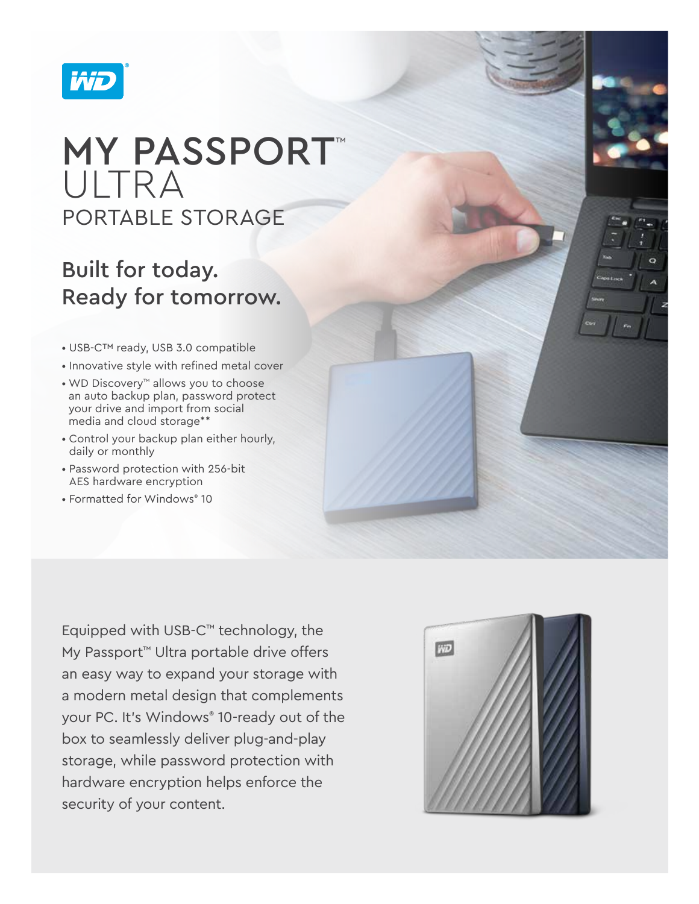# MY PASSPORT™ ULTRA

## PORTABLE STORAGE

### Built for today. Ready for tomorrow.

- USB-C™ ready, USB 3.0 compatible
- Innovative style with refined metal cover
- WD Discovery™ allows you to choose an auto backup plan, password protect your drive and import from social media and cloud storage**
- Control your backup plan either hourly, daily or monthly
- Password protection with 256-bit AES hardware encryption
- Formatted for Windows® 10

Equipped with USB-C™ technology, the My Passport™ Ultra portable drive offers an easy way to expand your storage with a modern metal design that complements your PC. It's Windows® 10-ready out of the box to seamlessly deliver plug-and-play storage, while password protection with hardware encryption helps enforce the security of your content.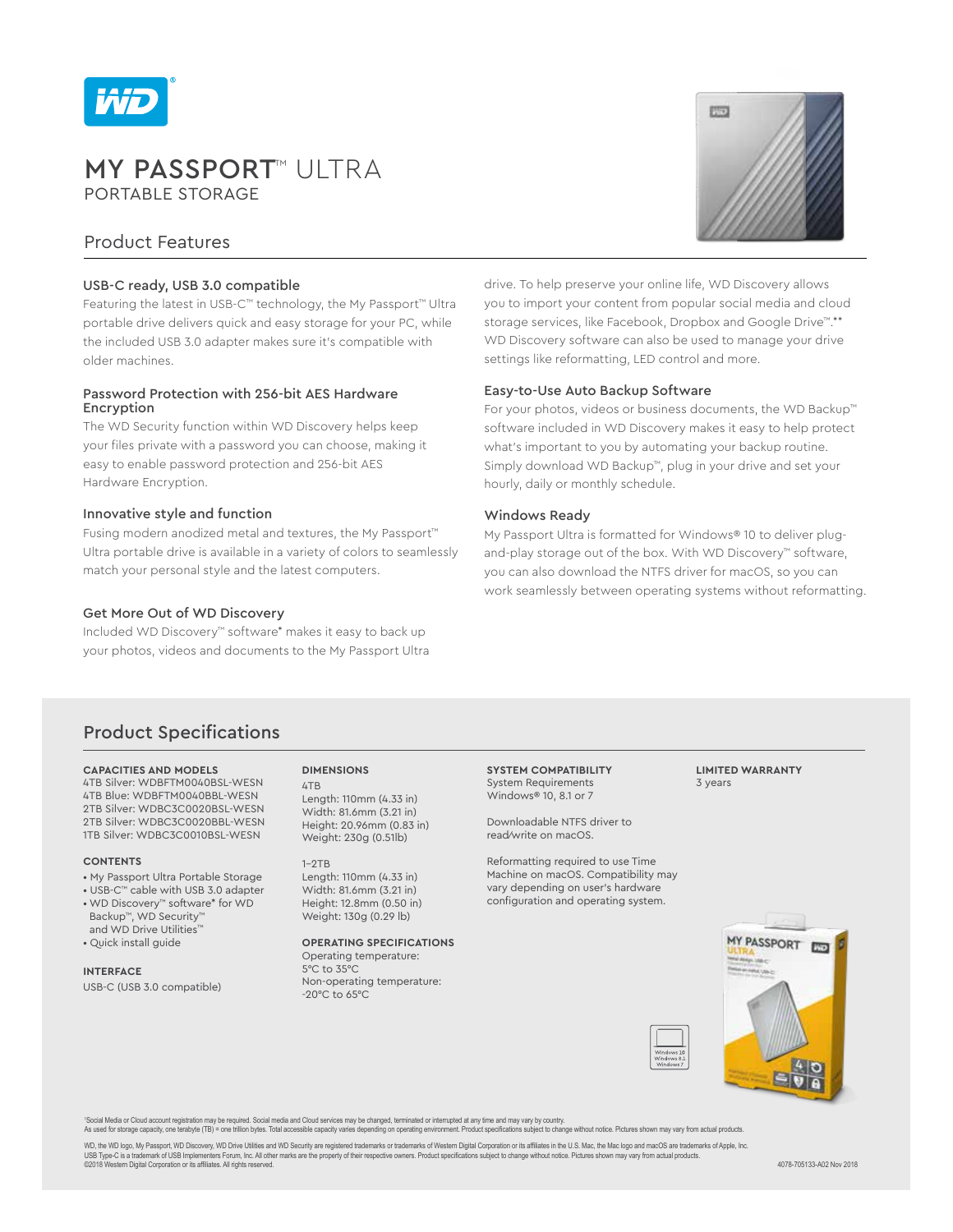# MY PASSPORT™ ULTRA

PORTABLE STORAGE

## Product Features

### USB-C ready, USB 3.0 compatible

Featuring the latest in USB-C™ technology, the My Passport™ Ultra portable drive delivers quick and easy storage for your PC, while the included USB 3.0 adapter makes sure it's compatible with older machines.

### Password Protection with 256-bit AES Hardware Encryption

The WD Security function within WD Discovery helps keep your files private with a password you can choose, making it easy to enable password protection and 256-bit AES Hardware Encryption.

### Innovative style and function

Fusing modern anodized metal and textures, the My Passport™ Ultra portable drive is available in a variety of colors to seamlessly match your personal style and the latest computers.

### Get More Out of WD Discovery

Included WD Discovery™ software* makes it easy to back up your photos, videos and documents to the My Passport Ultra drive. To help preserve your online life, WD Discovery allows you to import your content from popular social media and cloud storage services, like Facebook, Dropbox and Google Drive™.** WD Discovery software can also be used to manage your drive settings like reformatting, LED control and more.

### Easy-to-Use Auto Backup Software

For your photos, videos or business documents, the WD Backup™ software included in WD Discovery makes it easy to help protect what's important to you by automating your backup routine. Simply download WD Backup™, plug in your drive and set your hourly, daily or monthly schedule.

### Windows Ready

My Passport Ultra is formatted for Windows® 10 to deliver plug-and-play storage out of the box. With WD Discovery™ software, you can also download the NTFS driver for macOS, so you can work seamlessly between operating systems without reformatting.

## Product Specifications

**CAPACITIES AND MODELS**

4TB Silver: WDBFTM0040BSL-WESN
4TB Blue: WDBFTM0040BBL-WESN
2TB Silver: WDBC3C0020BSL-WESN
2TB Silver: WDBC3C0020BBL-WESN
1TB Silver: WDBC3C0010BSL-WESN

**CONTENTS**

- My Passport Ultra Portable Storage
- USB-C™ cable with USB 3.0 adapter
- WD Discovery™ software* for WD Backup™, WD Security™ and WD Drive Utilities™
- Quick install guide

**INTERFACE**

USB-C (USB 3.0 compatible)

**DIMENSIONS**

4TB
Length: 110mm (4.33 in)
Width: 81.6mm (3.21 in)
Height: 20.96mm (0.83 in)
Weight: 230g (0.51lb)

1–2TB
Length: 110mm (4.33 in)
Width: 81.6mm (3.21 in)
Height: 12.8mm (0.50 in)
Weight: 130g (0.29 lb)

**OPERATING SPECIFICATIONS**

Operating temperature:
5°C to 35°C
Non-operating temperature:
-20°C to 65°C

**SYSTEM COMPATIBILITY**

System Requirements
Windows® 10, 8.1 or 7

Downloadable NTFS driver to read/write on macOS.

Reformatting required to use Time Machine on macOS. Compatibility may vary depending on user's hardware configuration and operating system.

**LIMITED WARRANTY**

3 years

¹Social Media or Cloud account registration may be required. Social media and Cloud services may be changed, terminated or interrupted at any time and may vary by country.
As used for storage capacity, one terabyte (TB) = one trillion bytes. Total accessible capacity varies depending on operating environment. Product specifications subject to change without notice. Pictures shown may vary from actual products.

WD, the WD logo, My Passport, WD Discovery, WD Drive Utilities and WD Security are registered trademarks or trademarks of Western Digital Corporation or its affiliates in the U.S. Mac, the Mac logo and macOS are trademarks of Apple, Inc. USB Type-C is a trademark of USB Implementers Forum, Inc. All other marks are the property of their respective owners. Product specifications subject to change without notice. Pictures shown may vary from actual products.
©2018 Western Digital Corporation or its affiliates. All rights reserved.

4078-705133-A02 Nov 2018